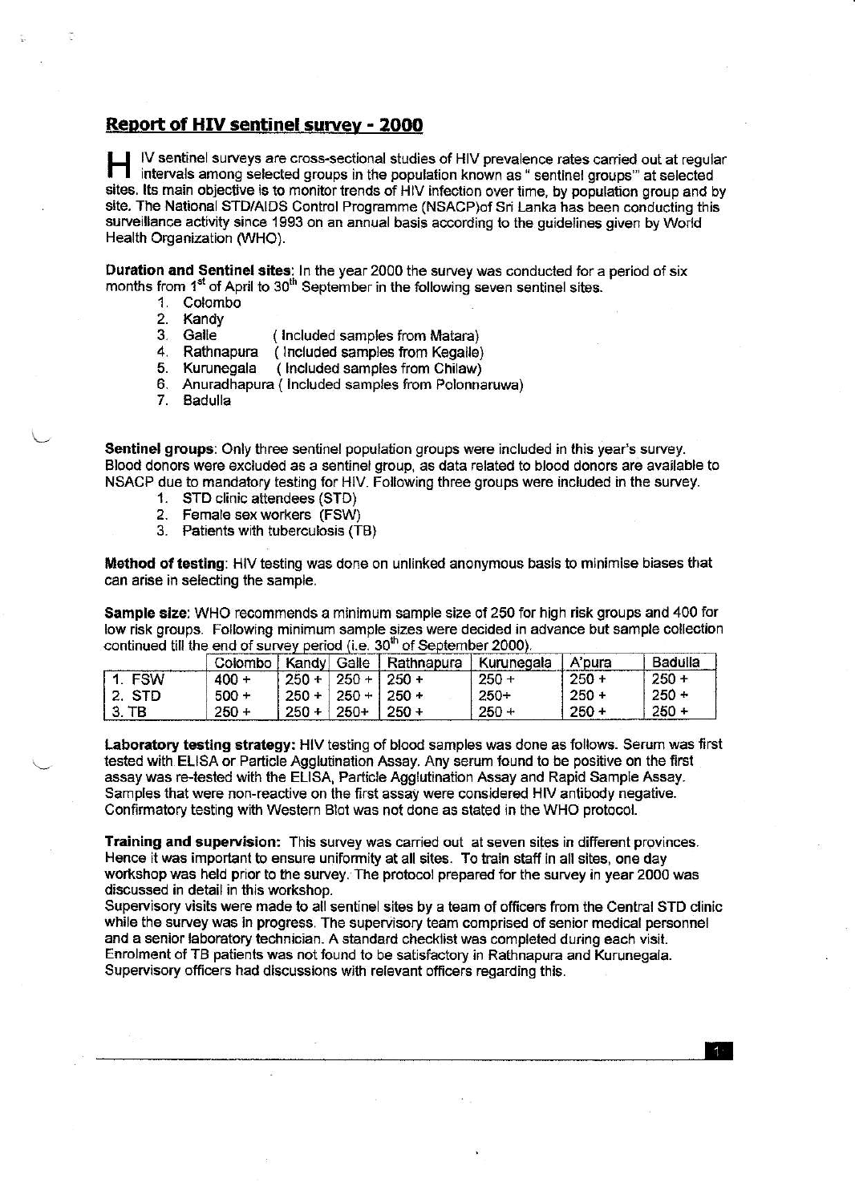## Report of HIV sentinel survey - 2000

HIV sentinel surveys are cross-sectional studies of HIV prevalence rates carried out at regular intervals among selected groups in the population known as " sentinel groups'" at selected sites. Its main objective is to monitor trends of HIV infection over time, by population group and by site. The National STD/AIDS Control Programme (NSACP)of Sri Lanka has been conducting this surveillance activity since 1993 on an annual basis according to the guidelines given by World Health Organization (WHO).

**Duration and Sentinel sites**: In the year 2000 the survey was conducted for a period of six months from 1st of April to 30th September in the following seven sentinel sites.

1. Colombo
2. Kandy
3. Galle ( Included samples from Matara)
4. Rathnapura ( Included samples from Kegalle)
5. Kurunegala ( Included samples from Chilaw)
6. Anuradhapura ( Included samples from Polonnaruwa)
7. Badulla

**Sentinel groups**: Only three sentinel population groups were included in this year's survey. Blood donors were excluded as a sentinel group, as data related to blood donors are available to NSACP due to mandatory testing for HIV. Following three groups were included in the survey.

1. STD clinic attendees (STD)
2. Female sex workers (FSW)
3. Patients with tuberculosis (TB)

**Method of testing**: HIV testing was done on unlinked anonymous basis to minimise biases that can arise in selecting the sample.

**Sample size**: WHO recommends a minimum sample size of 250 for high risk groups and 400 for low risk groups. Following minimum sample sizes were decided in advance but sample collection continued till the end of survey period (i.e. 30th of September 2000).

| | Colombo | Kandy | Galle | Rathnapura | Kurunegala | A'pura | Badulla |
|---|---|---|---|---|---|---|---|
| 1. FSW | 400 + | 250 + | 250 + | 250 + | 250 + | 250 + | 250 + |
| 2. STD | 500 + | 250 + | 250 + | 250 + | 250+ | 250 + | 250 + |
| 3. TB | 250 + | 250 + | 250+ | 250 + | 250 + | 250 + | 250 + |

**Laboratory testing strategy:** HIV testing of blood samples was done as follows. Serum was first tested with ELISA or Particle Agglutination Assay. Any serum found to be positive on the first assay was re-tested with the ELISA, Particle Agglutination Assay and Rapid Sample Assay. Samples that were non-reactive on the first assay were considered HIV antibody negative. Confirmatory testing with Western Blot was not done as stated in the WHO protocol.

**Training and supervision:** This survey was carried out at seven sites in different provinces. Hence it was important to ensure uniformity at all sites. To train staff in all sites, one day workshop was held prior to the survey. The protocol prepared for the survey in year 2000 was discussed in detail in this workshop.

Supervisory visits were made to all sentinel sites by a team of officers from the Central STD clinic while the survey was in progress. The supervisory team comprised of senior medical personnel and a senior laboratory technician. A standard checklist was completed during each visit. Enrolment of TB patients was not found to be satisfactory in Rathnapura and Kurunegala. Supervisory officers had discussions with relevant officers regarding this.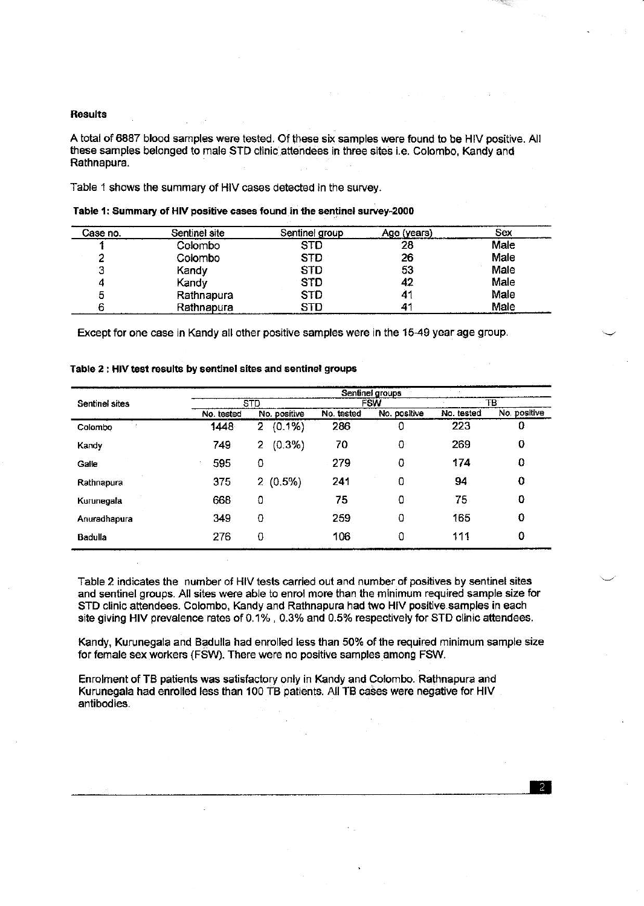**Results**

A total of 6887 blood samples were tested. Of these six samples were found to be HIV positive. All these samples belonged to male STD clinic attendees in three sites i.e. Colombo, Kandy and Rathnapura.

Table 1 shows the summary of HIV cases detected in the survey.

**Table 1: Summary of HIV positive cases found in the sentinel survey-2000**

| Case no. | Sentinel site | Sentinel group | Age (years) | Sex |
|---|---|---|---|---|
| 1 | Colombo | STD | 28 | Male |
| 2 | Colombo | STD | 26 | Male |
| 3 | Kandy | STD | 53 | Male |
| 4 | Kandy | STD | 42 | Male |
| 5 | Rathnapura | STD | 41 | Male |
| 6 | Rathnapura | STD | 41 | Male |

Except for one case in Kandy all other positive samples were in the 15-49 year age group.

**Table 2 : HIV test results by sentinel sites and sentinel groups**

| Sentinel sites | Sentinel groups | | | | | |
|---|---|---|---|---|---|---|
| | STD | | FSW | | TB | |
| | No. tested | No. positive | No. tested | No. positive | No. tested | No. positive |
| Colombo | 1448 | 2 (0.1%) | 286 | 0 | 223 | 0 |
| Kandy | 749 | 2 (0.3%) | 70 | 0 | 269 | 0 |
| Galle | 595 | 0 | 279 | 0 | 174 | 0 |
| Rathnapura | 375 | 2 (0.5%) | 241 | 0 | 94 | 0 |
| Kurunegala | 668 | 0 | 75 | 0 | 75 | 0 |
| Anuradhapura | 349 | 0 | 259 | 0 | 165 | 0 |
| Badulla | 276 | 0 | 106 | 0 | 111 | 0 |

Table 2 indicates the number of HIV tests carried out and number of positives by sentinel sites and sentinel groups. All sites were able to enrol more than the minimum required sample size for STD clinic attendees. Colombo, Kandy and Rathnapura had two HIV positive samples in each site giving HIV prevalence rates of 0.1% , 0.3% and 0.5% respectively for STD clinic attendees.

Kandy, Kurunegala and Badulla had enrolled less than 50% of the required minimum sample size for female sex workers (FSW). There were no positive samples among FSW.

Enrolment of TB patients was satisfactory only in Kandy and Colombo. Rathnapura and Kurunegala had enrolled less than 100 TB patients. All TB cases were negative for HIV antibodies.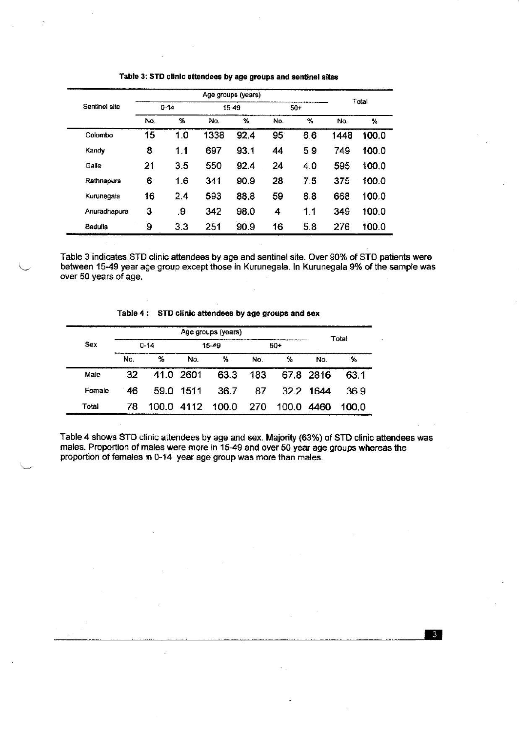**Table 3: STD clinic attendees by age groups and sentinel sites**

| Sentinel site | Age groups (years) | | | | | | Total | |
|---|---|---|---|---|---|---|---|---|
| | 0-14 | | 15-49 | | 50+ | | | |
| | No. | % | No. | % | No. | % | No. | % |
| Colombo | 15 | 1.0 | 1338 | 92.4 | 95 | 6.6 | 1448 | 100.0 |
| Kandy | 8 | 1.1 | 697 | 93.1 | 44 | 5.9 | 749 | 100.0 |
| Galle | 21 | 3.5 | 550 | 92.4 | 24 | 4.0 | 595 | 100.0 |
| Rathnapura | 6 | 1.6 | 341 | 90.9 | 28 | 7.5 | 375 | 100.0 |
| Kurunegala | 16 | 2.4 | 593 | 88.8 | 59 | 8.8 | 668 | 100.0 |
| Anuradhapura | 3 | .9 | 342 | 98.0 | 4 | 1.1 | 349 | 100.0 |
| Badulla | 9 | 3.3 | 251 | 90.9 | 16 | 5.8 | 276 | 100.0 |

Table 3 indicates STD clinic attendees by age and sentinel site. Over 90% of STD patients were between 15-49 year age group except those in Kurunegala. In Kurunegala 9% of the sample was over 50 years of age.

**Table 4 : STD clinic attendees by age groups and sex**

| Sex | Age groups (years) | | | | | | Total | |
|---|---|---|---|---|---|---|---|---|
| | 0-14 | | 15-49 | | 50+ | | | |
| | No. | % | No. | % | No. | % | No. | % |
| Male | 32 | 41.0 | 2601 | 63.3 | 183 | 67.8 | 2816 | 63.1 |
| Female | 46 | 59.0 | 1511 | 36.7 | 87 | 32.2 | 1644 | 36.9 |
| Total | 78 | 100.0 | 4112 | 100.0 | 270 | 100.0 | 4460 | 100.0 |

Table 4 shows STD clinic attendees by age and sex. Majority (63%) of STD clinic attendees was males. Proportion of males were more in 15-49 and over 50 year age groups whereas the proportion of females in 0-14 year age group was more than males.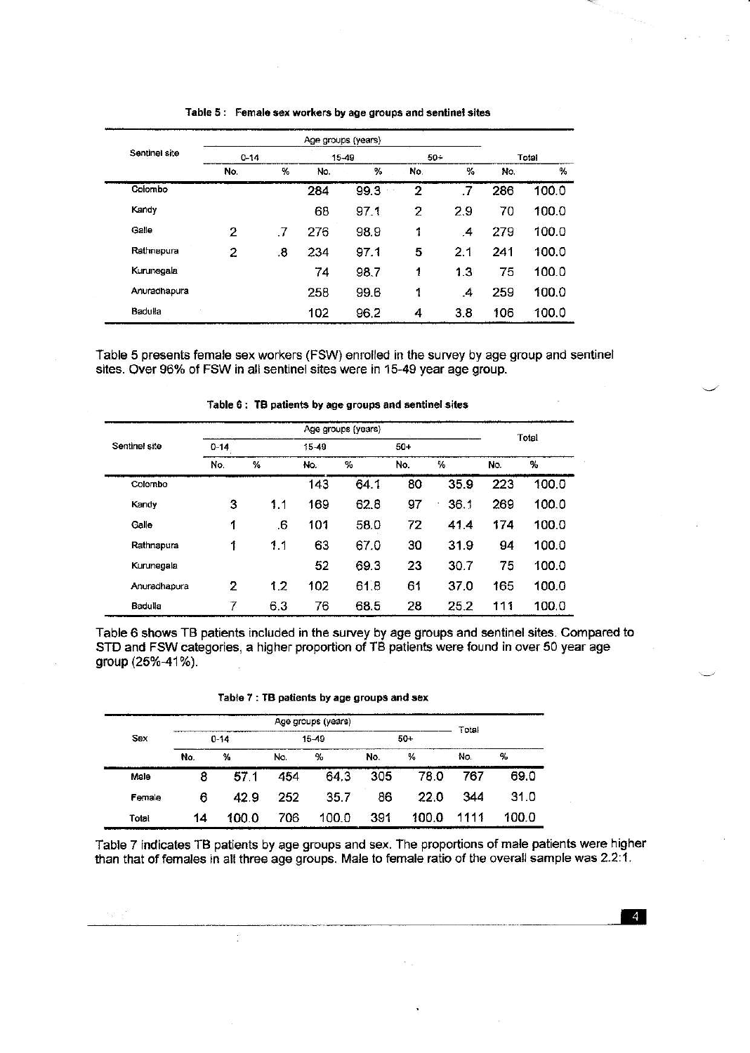**Table 5 : Female sex workers by age groups and sentinel sites**

| Sentinel site | Age groups (years) | | | | | | | |
|---|---|---|---|---|---|---|---|---|
| | 0-14 | | 15-49 | | 50+ | | Total | |
| | No. | % | No. | % | No. | % | No. | % |
| Colombo | | | 284 | 99.3 | 2 | .7 | 286 | 100.0 |
| Kandy | | | 68 | 97.1 | 2 | 2.9 | 70 | 100.0 |
| Galle | 2 | .7 | 276 | 98.9 | 1 | .4 | 279 | 100.0 |
| Rathnapura | 2 | .8 | 234 | 97.1 | 5 | 2.1 | 241 | 100.0 |
| Kurunegala | | | 74 | 98.7 | 1 | 1.3 | 75 | 100.0 |
| Anuradhapura | | | 258 | 99.6 | 1 | .4 | 259 | 100.0 |
| Badulla | | | 102 | 96.2 | 4 | 3.8 | 106 | 100.0 |

Table 5 presents female sex workers (FSW) enrolled in the survey by age group and sentinel sites. Over 96% of FSW in all sentinel sites were in 15-49 year age group.

**Table 6 : TB patients by age groups and sentinel sites**

| Sentinel site | Age groups (years) | | | | | | Total | |
|---|---|---|---|---|---|---|---|---|
| | 0-14 | | 15-49 | | 50+ | | | |
| | No. | % | No. | % | No. | % | No. | % |
| Colombo | | | 143 | 64.1 | 80 | 35.9 | 223 | 100.0 |
| Kandy | 3 | 1.1 | 169 | 62.8 | 97 | 36.1 | 269 | 100.0 |
| Galle | 1 | .6 | 101 | 58.0 | 72 | 41.4 | 174 | 100.0 |
| Rathnapura | 1 | 1.1 | 63 | 67.0 | 30 | 31.9 | 94 | 100.0 |
| Kurunegala | | | 52 | 69.3 | 23 | 30.7 | 75 | 100.0 |
| Anuradhapura | 2 | 1.2 | 102 | 61.8 | 61 | 37.0 | 165 | 100.0 |
| Badulla | 7 | 6.3 | 76 | 68.5 | 28 | 25.2 | 111 | 100.0 |

Table 6 shows TB patients included in the survey by age groups and sentinel sites. Compared to STD and FSW categories, a higher proportion of TB patients were found in over 50 year age group (25%-41%).

**Table 7 : TB patients by age groups and sex**

| Sex | Age groups (years) | | | | | | Total | |
|---|---|---|---|---|---|---|---|---|
| | 0-14 | | 15-49 | | 50+ | | | |
| | No. | % | No. | % | No. | % | No. | % |
| Male | 8 | 57.1 | 454 | 64.3 | 305 | 78.0 | 767 | 69.0 |
| Female | 6 | 42.9 | 252 | 35.7 | 86 | 22.0 | 344 | 31.0 |
| Total | 14 | 100.0 | 706 | 100.0 | 391 | 100.0 | 1111 | 100.0 |

Table 7 indicates TB patients by age groups and sex. The proportions of male patients were higher than that of females in all three age groups. Male to female ratio of the overall sample was 2.2:1.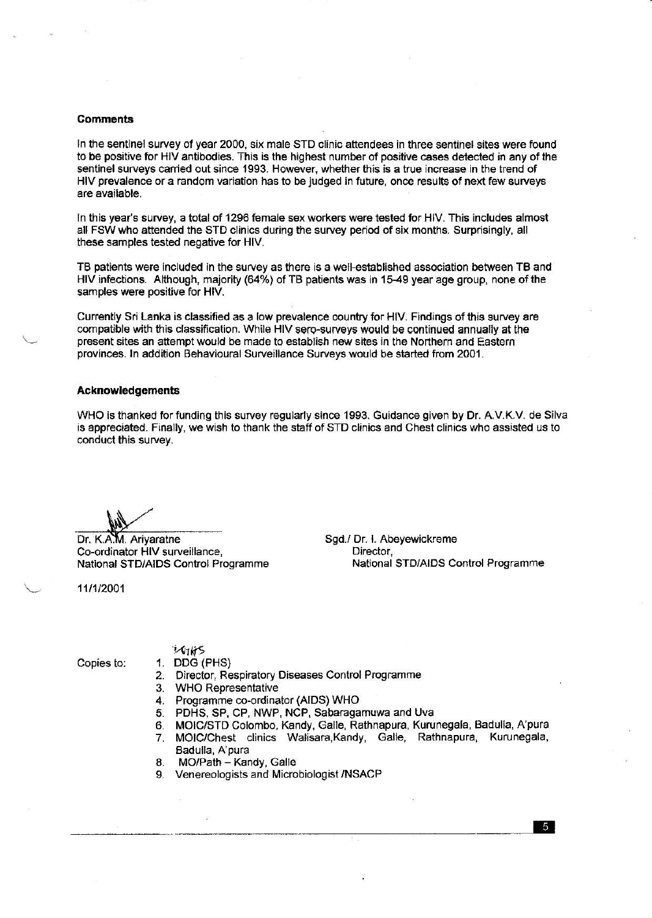### Comments

In the sentinel survey of year 2000, six male STD clinic attendees in three sentinel sites were found to be positive for HIV antibodies. This is the highest number of positive cases detected in any of the sentinel surveys carried out since 1993. However, whether this is a true increase in the trend of HIV prevalence or a random variation has to be judged in future, once results of next few surveys are available.

In this year's survey, a total of 1296 female sex workers were tested for HIV. This includes almost all FSW who attended the STD clinics during the survey period of six months. Surprisingly, all these samples tested negative for HIV.

TB patients were included in the survey as there is a well-established association between TB and HIV infections. Although, majority (64%) of TB patients was in 15-49 year age group, none of the samples were positive for HIV.

Currently Sri Lanka is classified as a low prevalence country for HIV. Findings of this survey are compatible with this classification. While HIV sero-surveys would be continued annually at the present sites an attempt would be made to establish new sites in the Northern and Eastern provinces. In addition Behavioural Surveillance Surveys would be started from 2001.

### Acknowledgements

WHO is thanked for funding this survey regularly since 1993. Guidance given by Dr. A.V.K.V. de Silva is appreciated. Finally, we wish to thank the staff of STD clinics and Chest clinics who assisted us to conduct this survey.

Dr. K.A.M. Ariyaratne
Co-ordinator HIV surveillance,
National STD/AIDS Control Programme

Sgd./ Dr. I. Abeyewickreme
Director,
National STD/AIDS Control Programme

11/1/2001

Copies to:

1. DDG (PHS)
2. Director, Respiratory Diseases Control Programme
3. WHO Representative
4. Programme co-ordinator (AIDS) WHO
5. PDHS, SP, CP, NWP, NCP, Sabaragamuwa and Uva
6. MOIC/STD Colombo, Kandy, Galle, Rathnapura, Kurunegala, Badulla, A'pura
7. MOIC/Chest clinics Walisara, Kandy, Galle, Rathnapura, Kurunegala, Badulla, A'pura
8. MO/Path – Kandy, Galle
9. Venereologists and Microbiologist /NSACP